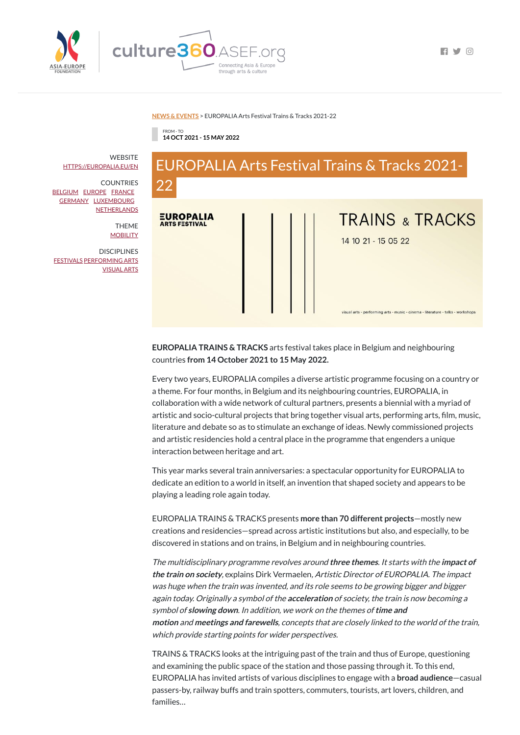NEWS & EVENTS > EUROPALIA Arts Festival Trains & Tracks 2021-22

FROM - TO
**14 OCT 2021 - 15 MAY 2022**

WEBSITE
HTTPS://EUROPALIA.EU/EN

COUNTRIES
BELGIUM EUROPE FRANCE GERMANY LUXEMBOURG NETHERLANDS

THEME
MOBILITY

DISCIPLINES
FESTIVALS PERFORMING ARTS VISUAL ARTS

# EUROPALIA Arts Festival Trains & Tracks 2021-22

EUROPALIA ARTS FESTIVAL

TRAINS & TRACKS

14 10 21 - 15 05 22

visual arts - performing arts - music - cinema - literature - talks - workshops

**EUROPALIA TRAINS & TRACKS** arts festival takes place in Belgium and neighbouring countries **from 14 October 2021 to 15 May 2022.**

Every two years, EUROPALIA compiles a diverse artistic programme focusing on a country or a theme. For four months, in Belgium and its neighbouring countries, EUROPALIA, in collaboration with a wide network of cultural partners, presents a biennial with a myriad of artistic and socio-cultural projects that bring together visual arts, performing arts, film, music, literature and debate so as to stimulate an exchange of ideas. Newly commissioned projects and artistic residencies hold a central place in the programme that engenders a unique interaction between heritage and art.

This year marks several train anniversaries: a spectacular opportunity for EUROPALIA to dedicate an edition to a world in itself, an invention that shaped society and appears to be playing a leading role again today.

EUROPALIA TRAINS & TRACKS presents **more than 70 different projects**—mostly new creations and residencies—spread across artistic institutions but also, and especially, to be discovered in stations and on trains, in Belgium and in neighbouring countries.

*The multidisciplinary programme revolves around* ***three themes****. It starts with the* ***impact of the train on society****,* explains Dirk Vermaelen, *Artistic Director of EUROPALIA. The impact was huge when the train was invented, and its role seems to be growing bigger and bigger again today. Originally a symbol of the* ***acceleration*** *of society, the train is now becoming a symbol of* ***slowing down****. In addition, we work on the themes of* ***time and motion*** *and* ***meetings and farewells****, concepts that are closely linked to the world of the train, which provide starting points for wider perspectives.*

TRAINS & TRACKS looks at the intriguing past of the train and thus of Europe, questioning and examining the public space of the station and those passing through it. To this end, EUROPALIA has invited artists of various disciplines to engage with a **broad audience**—casual passers-by, railway buffs and train spotters, commuters, tourists, art lovers, children, and families…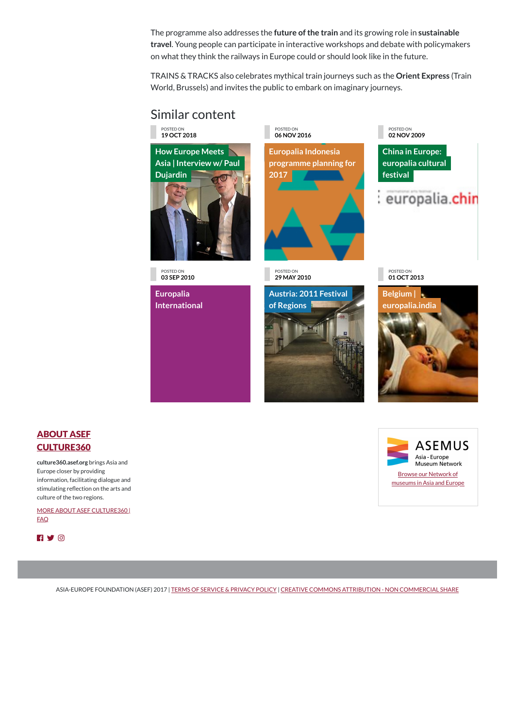The programme also addresses the **future of the train** and its growing role in **sustainable travel**. Young people can participate in interactive workshops and debate with policymakers on what they think the railways in Europe could or should look like in the future.

TRAINS & TRACKS also celebrates mythical train journeys such as the **Orient Express** (Train World, Brussels) and invites the public to embark on imaginary journeys.

## Similar content

POSTED ON
**19 OCT 2018**

How Europe Meets Asia | Interview w/ Paul Dujardin

POSTED ON
**06 NOV 2016**

Europalia Indonesia programme planning for 2017

POSTED ON
**02 NOV 2009**

China in Europe: europalia cultural festival

POSTED ON
**03 SEP 2010**

Europalia International

POSTED ON
**29 MAY 2010**

Austria: 2011 Festival of Regions

POSTED ON
**01 OCT 2013**

Belgium | europalia.india

## ABOUT ASEF CULTURE360

**culture360.asef.org** brings Asia and Europe closer by providing information, facilitating dialogue and stimulating reflection on the arts and culture of the two regions.

MORE ABOUT ASEF CULTURE360 | FAQ

ASEMUS
Asia - Europe Museum Network

Browse our Network of museums in Asia and Europe

ASIA-EUROPE FOUNDATION (ASEF) 2017 | TERMS OF SERVICE & PRIVACY POLICY | CREATIVE COMMONS ATTRIBUTION - NON COMMERCIAL SHARE